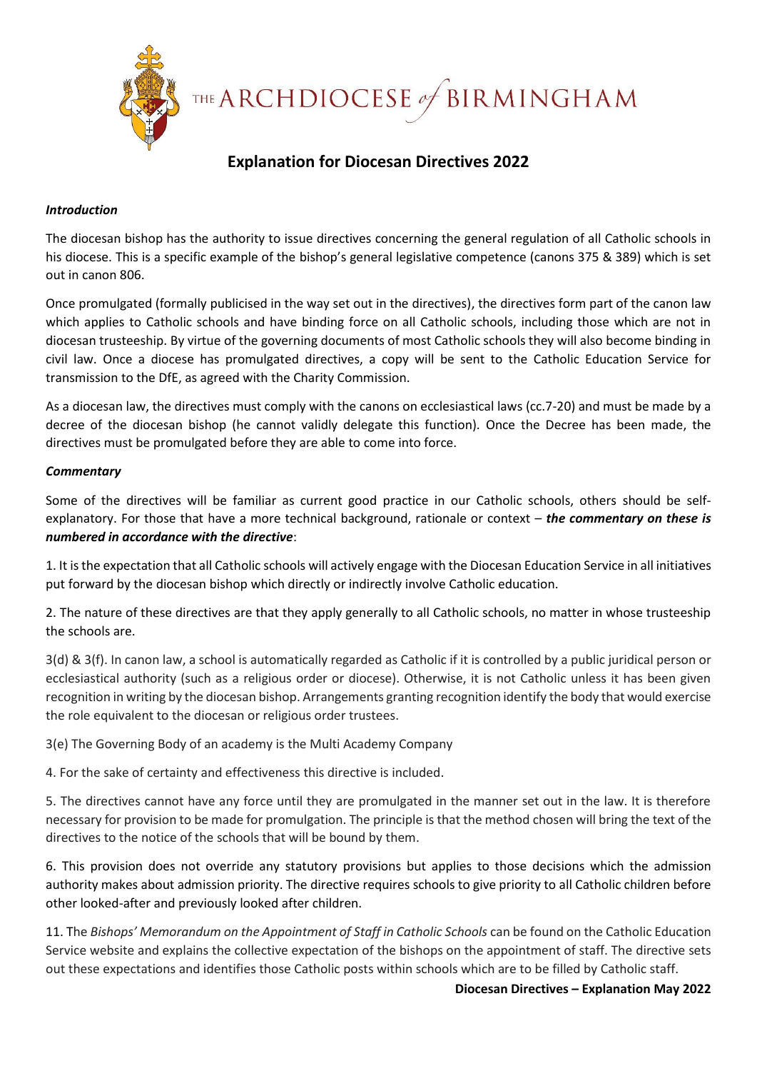THE ARCHDIOCESE of BIRMINGHAM

# Explanation for Diocesan Directives 2022

***Introduction***

The diocesan bishop has the authority to issue directives concerning the general regulation of all Catholic schools in his diocese. This is a specific example of the bishop's general legislative competence (canons 375 & 389) which is set out in canon 806.

Once promulgated (formally publicised in the way set out in the directives), the directives form part of the canon law which applies to Catholic schools and have binding force on all Catholic schools, including those which are not in diocesan trusteeship. By virtue of the governing documents of most Catholic schools they will also become binding in civil law. Once a diocese has promulgated directives, a copy will be sent to the Catholic Education Service for transmission to the DfE, as agreed with the Charity Commission.

As a diocesan law, the directives must comply with the canons on ecclesiastical laws (cc.7-20) and must be made by a decree of the diocesan bishop (he cannot validly delegate this function). Once the Decree has been made, the directives must be promulgated before they are able to come into force.

***Commentary***

Some of the directives will be familiar as current good practice in our Catholic schools, others should be self-explanatory. For those that have a more technical background, rationale or context – ***the commentary on these is numbered in accordance with the directive***:

1. It is the expectation that all Catholic schools will actively engage with the Diocesan Education Service in all initiatives put forward by the diocesan bishop which directly or indirectly involve Catholic education.

2. The nature of these directives are that they apply generally to all Catholic schools, no matter in whose trusteeship the schools are.

3(d) & 3(f). In canon law, a school is automatically regarded as Catholic if it is controlled by a public juridical person or ecclesiastical authority (such as a religious order or diocese). Otherwise, it is not Catholic unless it has been given recognition in writing by the diocesan bishop. Arrangements granting recognition identify the body that would exercise the role equivalent to the diocesan or religious order trustees.

3(e) The Governing Body of an academy is the Multi Academy Company

4. For the sake of certainty and effectiveness this directive is included.

5. The directives cannot have any force until they are promulgated in the manner set out in the law. It is therefore necessary for provision to be made for promulgation. The principle is that the method chosen will bring the text of the directives to the notice of the schools that will be bound by them.

6. This provision does not override any statutory provisions but applies to those decisions which the admission authority makes about admission priority. The directive requires schools to give priority to all Catholic children before other looked-after and previously looked after children.

11. The *Bishops' Memorandum on the Appointment of Staff in Catholic Schools* can be found on the Catholic Education Service website and explains the collective expectation of the bishops on the appointment of staff. The directive sets out these expectations and identifies those Catholic posts within schools which are to be filled by Catholic staff.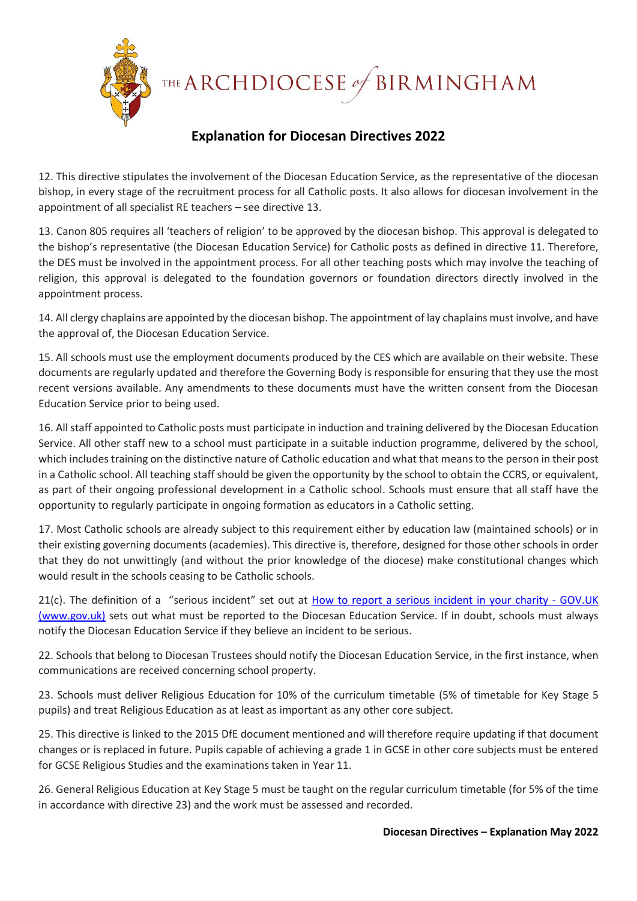# Explanation for Diocesan Directives 2022

12. This directive stipulates the involvement of the Diocesan Education Service, as the representative of the diocesan bishop, in every stage of the recruitment process for all Catholic posts. It also allows for diocesan involvement in the appointment of all specialist RE teachers – see directive 13.

13. Canon 805 requires all 'teachers of religion' to be approved by the diocesan bishop. This approval is delegated to the bishop's representative (the Diocesan Education Service) for Catholic posts as defined in directive 11. Therefore, the DES must be involved in the appointment process. For all other teaching posts which may involve the teaching of religion, this approval is delegated to the foundation governors or foundation directors directly involved in the appointment process.

14. All clergy chaplains are appointed by the diocesan bishop. The appointment of lay chaplains must involve, and have the approval of, the Diocesan Education Service.

15. All schools must use the employment documents produced by the CES which are available on their website. These documents are regularly updated and therefore the Governing Body is responsible for ensuring that they use the most recent versions available. Any amendments to these documents must have the written consent from the Diocesan Education Service prior to being used.

16. All staff appointed to Catholic posts must participate in induction and training delivered by the Diocesan Education Service. All other staff new to a school must participate in a suitable induction programme, delivered by the school, which includes training on the distinctive nature of Catholic education and what that means to the person in their post in a Catholic school. All teaching staff should be given the opportunity by the school to obtain the CCRS, or equivalent, as part of their ongoing professional development in a Catholic school. Schools must ensure that all staff have the opportunity to regularly participate in ongoing formation as educators in a Catholic setting.

17. Most Catholic schools are already subject to this requirement either by education law (maintained schools) or in their existing governing documents (academies). This directive is, therefore, designed for those other schools in order that they do not unwittingly (and without the prior knowledge of the diocese) make constitutional changes which would result in the schools ceasing to be Catholic schools.

21(c). The definition of a "serious incident" set out at [How to report a serious incident in your charity - GOV.UK (www.gov.uk)] sets out what must be reported to the Diocesan Education Service. If in doubt, schools must always notify the Diocesan Education Service if they believe an incident to be serious.

22. Schools that belong to Diocesan Trustees should notify the Diocesan Education Service, in the first instance, when communications are received concerning school property.

23. Schools must deliver Religious Education for 10% of the curriculum timetable (5% of timetable for Key Stage 5 pupils) and treat Religious Education as at least as important as any other core subject.

25. This directive is linked to the 2015 DfE document mentioned and will therefore require updating if that document changes or is replaced in future. Pupils capable of achieving a grade 1 in GCSE in other core subjects must be entered for GCSE Religious Studies and the examinations taken in Year 11.

26. General Religious Education at Key Stage 5 must be taught on the regular curriculum timetable (for 5% of the time in accordance with directive 23) and the work must be assessed and recorded.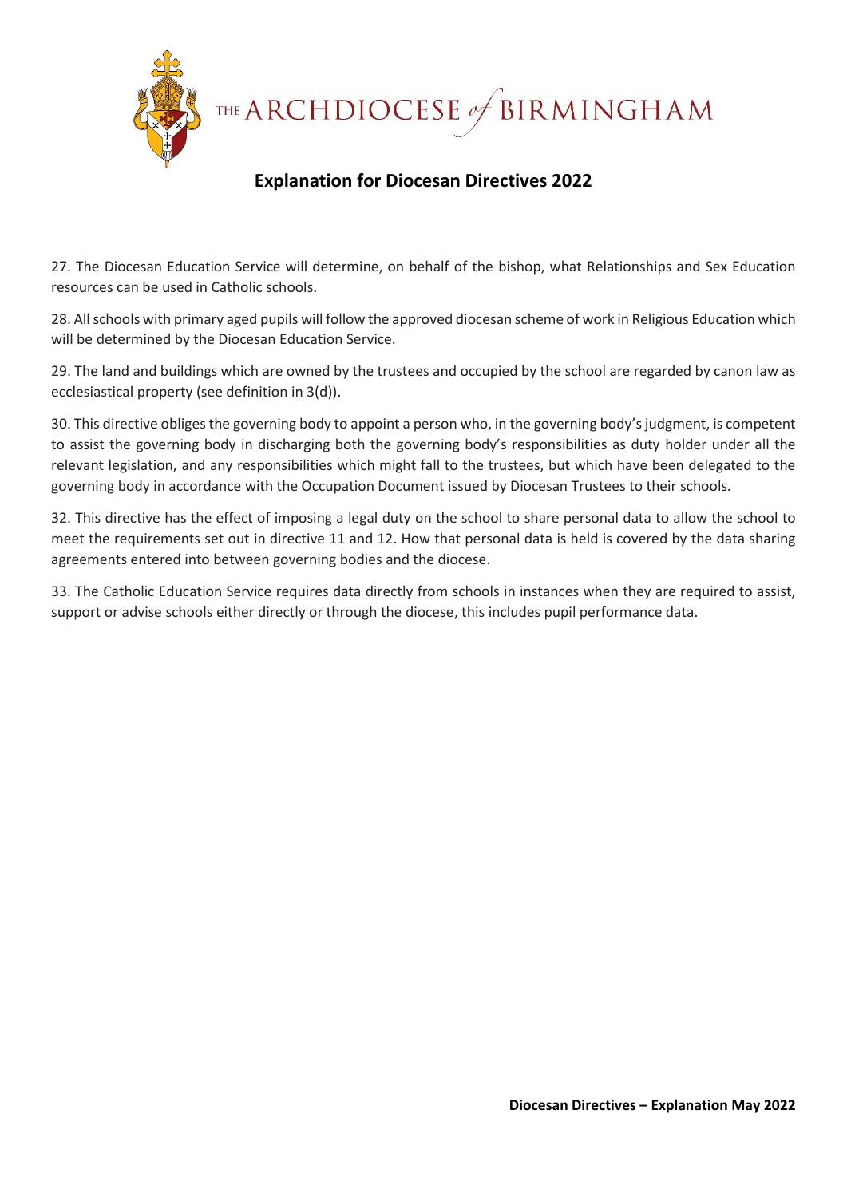THE ARCHDIOCESE of BIRMINGHAM

## Explanation for Diocesan Directives 2022

27. The Diocesan Education Service will determine, on behalf of the bishop, what Relationships and Sex Education resources can be used in Catholic schools.

28. All schools with primary aged pupils will follow the approved diocesan scheme of work in Religious Education which will be determined by the Diocesan Education Service.

29. The land and buildings which are owned by the trustees and occupied by the school are regarded by canon law as ecclesiastical property (see definition in 3(d)).

30. This directive obliges the governing body to appoint a person who, in the governing body's judgment, is competent to assist the governing body in discharging both the governing body's responsibilities as duty holder under all the relevant legislation, and any responsibilities which might fall to the trustees, but which have been delegated to the governing body in accordance with the Occupation Document issued by Diocesan Trustees to their schools.

32. This directive has the effect of imposing a legal duty on the school to share personal data to allow the school to meet the requirements set out in directive 11 and 12. How that personal data is held is covered by the data sharing agreements entered into between governing bodies and the diocese.

33. The Catholic Education Service requires data directly from schools in instances when they are required to assist, support or advise schools either directly or through the diocese, this includes pupil performance data.